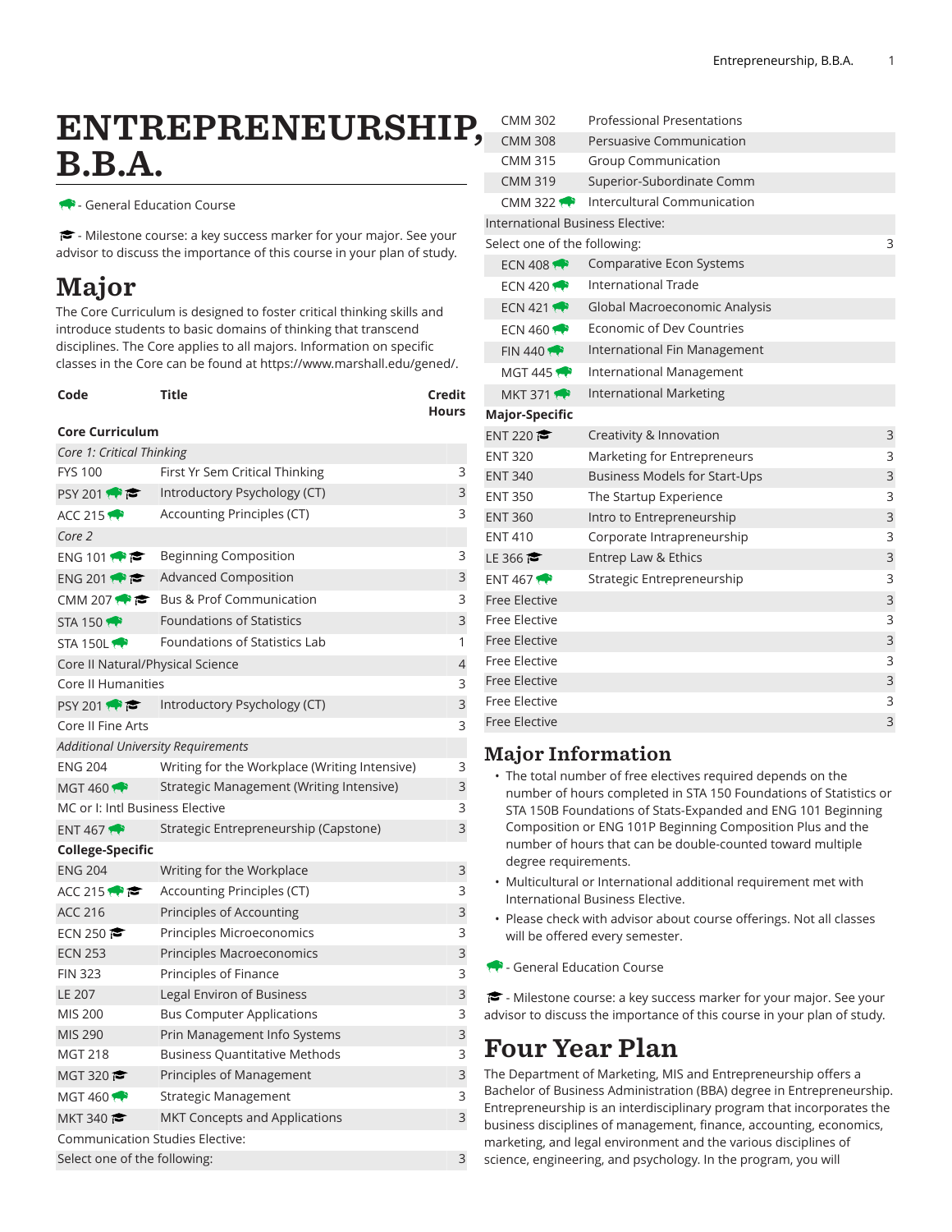# ENTREPRENEURSHIP, B.B.A.

🐃 - General Education Course

🎓 - Milestone course: a key success marker for your major. See your advisor to discuss the importance of this course in your plan of study.

## Major

The Core Curriculum is designed to foster critical thinking skills and introduce students to basic domains of thinking that transcend disciplines. The Core applies to all majors. Information on specific classes in the Core can be found at https://www.marshall.edu/gened/.

| Code | Title | Credit Hours |
|---|---|---|
| **Core Curriculum** | | |
| *Core 1: Critical Thinking* | | |
| FYS 100 | First Yr Sem Critical Thinking | 3 |
| PSY 201 🐃 🎓 | Introductory Psychology (CT) | 3 |
| ACC 215 🐃 | Accounting Principles (CT) | 3 |
| *Core 2* | | |
| ENG 101 🐃 🎓 | Beginning Composition | 3 |
| ENG 201 🐃 🎓 | Advanced Composition | 3 |
| CMM 207 🐃 🎓 | Bus & Prof Communication | 3 |
| STA 150 🐃 | Foundations of Statistics | 3 |
| STA 150L 🐃 | Foundations of Statistics Lab | 1 |
| Core II Natural/Physical Science | | 4 |
| Core II Humanities | | 3 |
| PSY 201 🐃 🎓 | Introductory Psychology (CT) | 3 |
| Core II Fine Arts | | 3 |
| *Additional University Requirements* | | |
| ENG 204 | Writing for the Workplace (Writing Intensive) | 3 |
| MGT 460 🐃 | Strategic Management (Writing Intensive) | 3 |
| MC or I: Intl Business Elective | | 3 |
| ENT 467 🐃 | Strategic Entrepreneurship (Capstone) | 3 |
| **College-Specific** | | |
| ENG 204 | Writing for the Workplace | 3 |
| ACC 215 🐃 🎓 | Accounting Principles (CT) | 3 |
| ACC 216 | Principles of Accounting | 3 |
| ECN 250 🎓 | Principles Microeconomics | 3 |
| ECN 253 | Principles Macroeconomics | 3 |
| FIN 323 | Principles of Finance | 3 |
| LE 207 | Legal Environ of Business | 3 |
| MIS 200 | Bus Computer Applications | 3 |
| MIS 290 | Prin Management Info Systems | 3 |
| MGT 218 | Business Quantitative Methods | 3 |
| MGT 320 🎓 | Principles of Management | 3 |
| MGT 460 🐃 | Strategic Management | 3 |
| MKT 340 🎓 | MKT Concepts and Applications | 3 |
| Communication Studies Elective: | | |
| Select one of the following: | | 3 |
| CMM 302 | Professional Presentations | |
| CMM 308 | Persuasive Communication | |
| CMM 315 | Group Communication | |
| CMM 319 | Superior-Subordinate Comm | |
| CMM 322 🐃 | Intercultural Communication | |
| International Business Elective: | | |
| Select one of the following: | | 3 |
| ECN 408 🐃 | Comparative Econ Systems | |
| ECN 420 🐃 | International Trade | |
| ECN 421 🐃 | Global Macroeconomic Analysis | |
| ECN 460 🐃 | Economic of Dev Countries | |
| FIN 440 🐃 | International Fin Management | |
| MGT 445 🐃 | International Management | |
| MKT 371 🐃 | International Marketing | |
| **Major-Specific** | | |
| ENT 220 🎓 | Creativity & Innovation | 3 |
| ENT 320 | Marketing for Entrepreneurs | 3 |
| ENT 340 | Business Models for Start-Ups | 3 |
| ENT 350 | The Startup Experience | 3 |
| ENT 360 | Intro to Entrepreneurship | 3 |
| ENT 410 | Corporate Intrapreneurship | 3 |
| LE 366 🎓 | Entrep Law & Ethics | 3 |
| ENT 467 🐃 | Strategic Entrepreneurship | 3 |
| Free Elective | | 3 |
| Free Elective | | 3 |
| Free Elective | | 3 |
| Free Elective | | 3 |
| Free Elective | | 3 |
| Free Elective | | 3 |
| Free Elective | | 3 |

## Major Information

- The total number of free electives required depends on the number of hours completed in STA 150 Foundations of Statistics or STA 150B Foundations of Stats-Expanded and ENG 101 Beginning Composition or ENG 101P Beginning Composition Plus and the number of hours that can be double-counted toward multiple degree requirements.
- Multicultural or International additional requirement met with International Business Elective.
- Please check with advisor about course offerings. Not all classes will be offered every semester.

🐃 - General Education Course

🎓 - Milestone course: a key success marker for your major. See your advisor to discuss the importance of this course in your plan of study.

## Four Year Plan

The Department of Marketing, MIS and Entrepreneurship offers a Bachelor of Business Administration (BBA) degree in Entrepreneurship. Entrepreneurship is an interdisciplinary program that incorporates the business disciplines of management, finance, accounting, economics, marketing, and legal environment and the various disciplines of science, engineering, and psychology. In the program, you will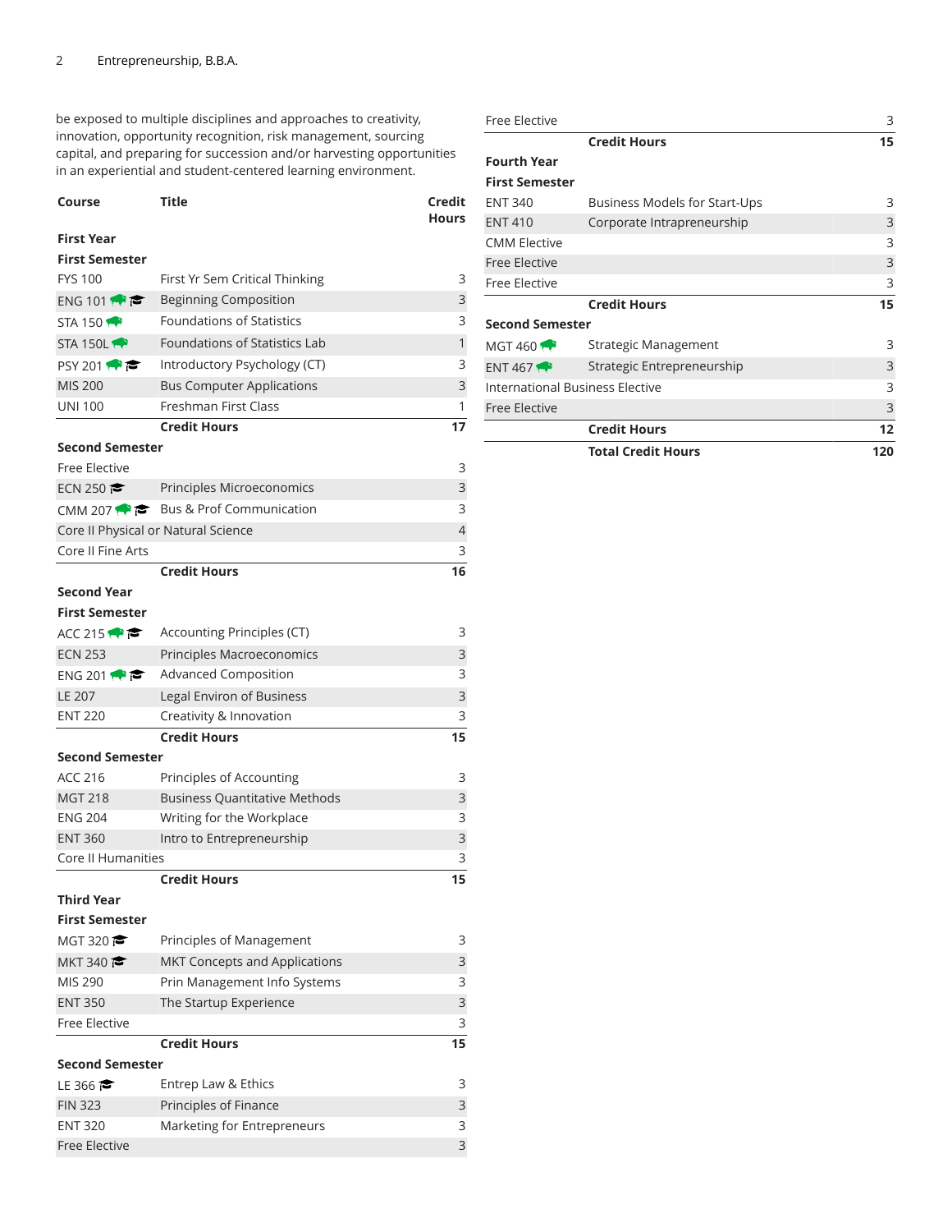be exposed to multiple disciplines and approaches to creativity, innovation, opportunity recognition, risk management, sourcing capital, and preparing for succession and/or harvesting opportunities in an experiential and student-centered learning environment.

| Course | Title | Credit Hours |
|---|---|---|
| **First Year** | | |
| **First Semester** | | |
| FYS 100 | First Yr Sem Critical Thinking | 3 |
| ENG 101 | Beginning Composition | 3 |
| STA 150 | Foundations of Statistics | 3 |
| STA 150L | Foundations of Statistics Lab | 1 |
| PSY 201 | Introductory Psychology (CT) | 3 |
| MIS 200 | Bus Computer Applications | 3 |
| UNI 100 | Freshman First Class | 1 |
| | **Credit Hours** | **17** |
| **Second Semester** | | |
| Free Elective | | 3 |
| ECN 250 | Principles Microeconomics | 3 |
| CMM 207 | Bus & Prof Communication | 3 |
| Core II Physical or Natural Science | | 4 |
| Core II Fine Arts | | 3 |
| | **Credit Hours** | **16** |
| **Second Year** | | |
| **First Semester** | | |
| ACC 215 | Accounting Principles (CT) | 3 |
| ECN 253 | Principles Macroeconomics | 3 |
| ENG 201 | Advanced Composition | 3 |
| LE 207 | Legal Environ of Business | 3 |
| ENT 220 | Creativity & Innovation | 3 |
| | **Credit Hours** | **15** |
| **Second Semester** | | |
| ACC 216 | Principles of Accounting | 3 |
| MGT 218 | Business Quantitative Methods | 3 |
| ENG 204 | Writing for the Workplace | 3 |
| ENT 360 | Intro to Entrepreneurship | 3 |
| Core II Humanities | | 3 |
| | **Credit Hours** | **15** |
| **Third Year** | | |
| **First Semester** | | |
| MGT 320 | Principles of Management | 3 |
| MKT 340 | MKT Concepts and Applications | 3 |
| MIS 290 | Prin Management Info Systems | 3 |
| ENT 350 | The Startup Experience | 3 |
| Free Elective | | 3 |
| | **Credit Hours** | **15** |
| **Second Semester** | | |
| LE 366 | Entrep Law & Ethics | 3 |
| FIN 323 | Principles of Finance | 3 |
| ENT 320 | Marketing for Entrepreneurs | 3 |
| Free Elective | | 3 |
| Free Elective | | 3 |
| | **Credit Hours** | **15** |
| **Fourth Year** | | |
| **First Semester** | | |
| ENT 340 | Business Models for Start-Ups | 3 |
| ENT 410 | Corporate Intrapreneurship | 3 |
| CMM Elective | | 3 |
| Free Elective | | 3 |
| Free Elective | | 3 |
| | **Credit Hours** | **15** |
| **Second Semester** | | |
| MGT 460 | Strategic Management | 3 |
| ENT 467 | Strategic Entrepreneurship | 3 |
| International Business Elective | | 3 |
| Free Elective | | 3 |
| | **Credit Hours** | **12** |
| | **Total Credit Hours** | **120** |